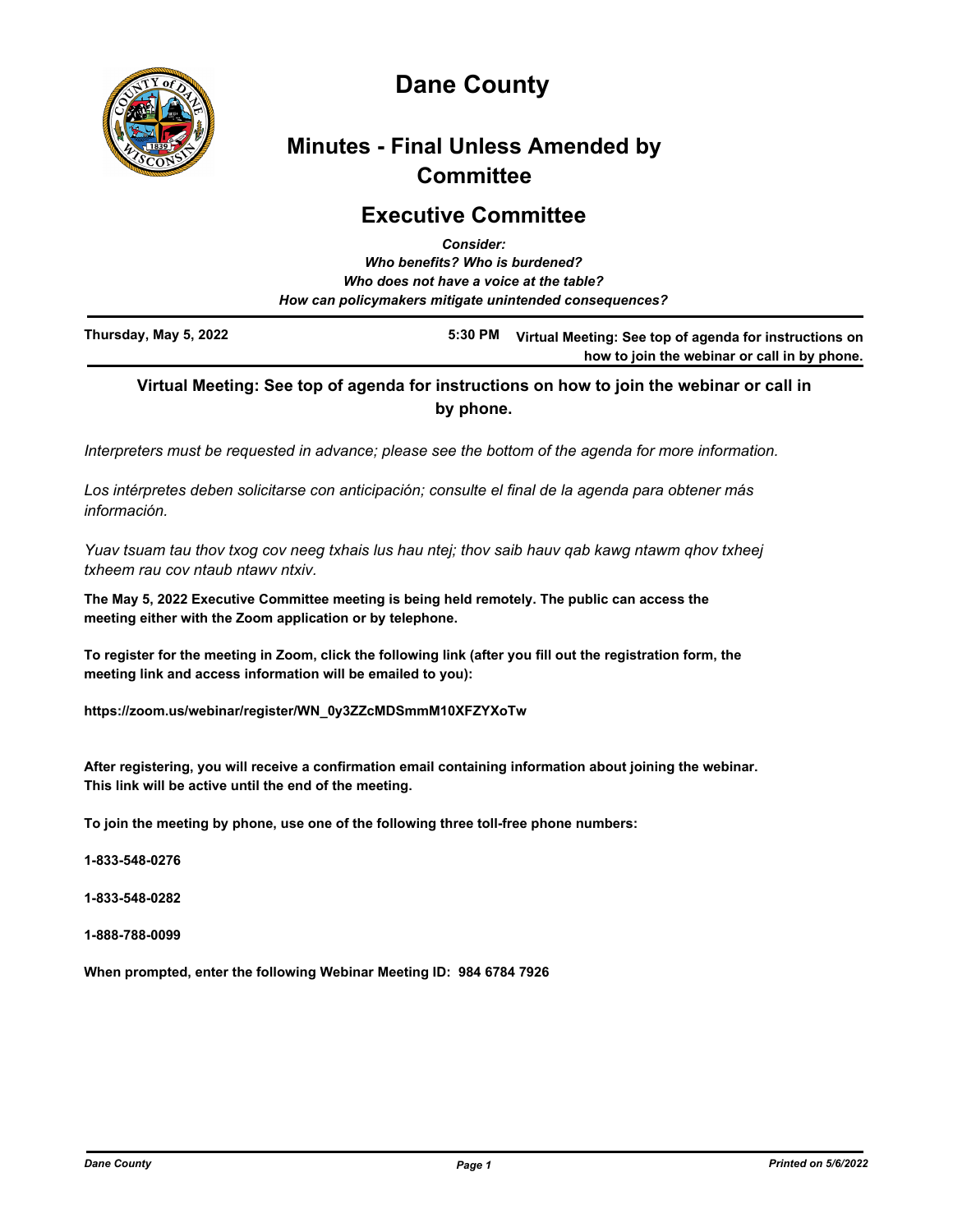# Dane County

## Minutes - Final Unless Amended by Committee

## Executive Committee

*Consider:*
*Who benefits? Who is burdened?*
*Who does not have a voice at the table?*
*How can policymakers mitigate unintended consequences?*

| **Thursday, May 5, 2022** | **5:30 PM** | **Virtual Meeting: See top of agenda for instructions on how to join the webinar or call in by phone.** |
|---|---|---|

### Virtual Meeting: See top of agenda for instructions on how to join the webinar or call in by phone.

*Interpreters must be requested in advance; please see the bottom of the agenda for more information.*

*Los intérpretes deben solicitarse con anticipación; consulte el final de la agenda para obtener más información.*

*Yuav tsuam tau thov txog cov neeg txhais lus hau ntej; thov saib hauv qab kawg ntawm qhov txheej txheem rau cov ntaub ntawv ntxiv.*

**The May 5, 2022 Executive Committee meeting is being held remotely. The public can access the meeting either with the Zoom application or by telephone.**

**To register for the meeting in Zoom, click the following link (after you fill out the registration form, the meeting link and access information will be emailed to you):**

**https://zoom.us/webinar/register/WN_0y3ZZcMDSmmM10XFZYXoTw**

**After registering, you will receive a confirmation email containing information about joining the webinar. This link will be active until the end of the meeting.**

**To join the meeting by phone, use one of the following three toll-free phone numbers:**

**1-833-548-0276**

**1-833-548-0282**

**1-888-788-0099**

**When prompted, enter the following Webinar Meeting ID: 984 6784 7926**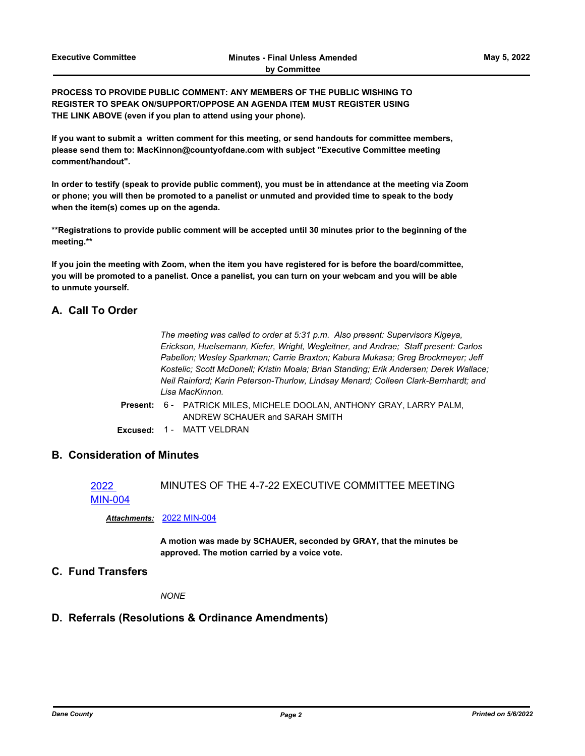**PROCESS TO PROVIDE PUBLIC COMMENT: ANY MEMBERS OF THE PUBLIC WISHING TO REGISTER TO SPEAK ON/SUPPORT/OPPOSE AN AGENDA ITEM MUST REGISTER USING THE LINK ABOVE (even if you plan to attend using your phone).**

**If you want to submit a written comment for this meeting, or send handouts for committee members, please send them to: MacKinnon@countyofdane.com with subject "Executive Committee meeting comment/handout".**

**In order to testify (speak to provide public comment), you must be in attendance at the meeting via Zoom or phone; you will then be promoted to a panelist or unmuted and provided time to speak to the body when the item(s) comes up on the agenda.**

****Registrations to provide public comment will be accepted until 30 minutes prior to the beginning of the meeting.****

**If you join the meeting with Zoom, when the item you have registered for is before the board/committee, you will be promoted to a panelist. Once a panelist, you can turn on your webcam and you will be able to unmute yourself.**

## A. Call To Order

*The meeting was called to order at 5:31 p.m. Also present: Supervisors Kigeya, Erickson, Huelsemann, Kiefer, Wright, Wegleitner, and Andrae; Staff present: Carlos Pabellon; Wesley Sparkman; Carrie Braxton; Kabura Mukasa; Greg Brockmeyer; Jeff Kostelic; Scott McDonell; Kristin Moala; Brian Standing; Erik Andersen; Derek Wallace; Neil Rainford; Karin Peterson-Thurlow, Lindsay Menard; Colleen Clark-Bernhardt; and Lisa MacKinnon.*

**Present:** 6 - PATRICK MILES, MICHELE DOOLAN, ANTHONY GRAY, LARRY PALM, ANDREW SCHAUER and SARAH SMITH

**Excused:** 1 - MATT VELDRAN

## B. Consideration of Minutes

2022 MIN-004 — MINUTES OF THE 4-7-22 EXECUTIVE COMMITTEE MEETING

***Attachments:*** 2022 MIN-004

**A motion was made by SCHAUER, seconded by GRAY, that the minutes be approved. The motion carried by a voice vote.**

## C. Fund Transfers

*NONE*

## D. Referrals (Resolutions & Ordinance Amendments)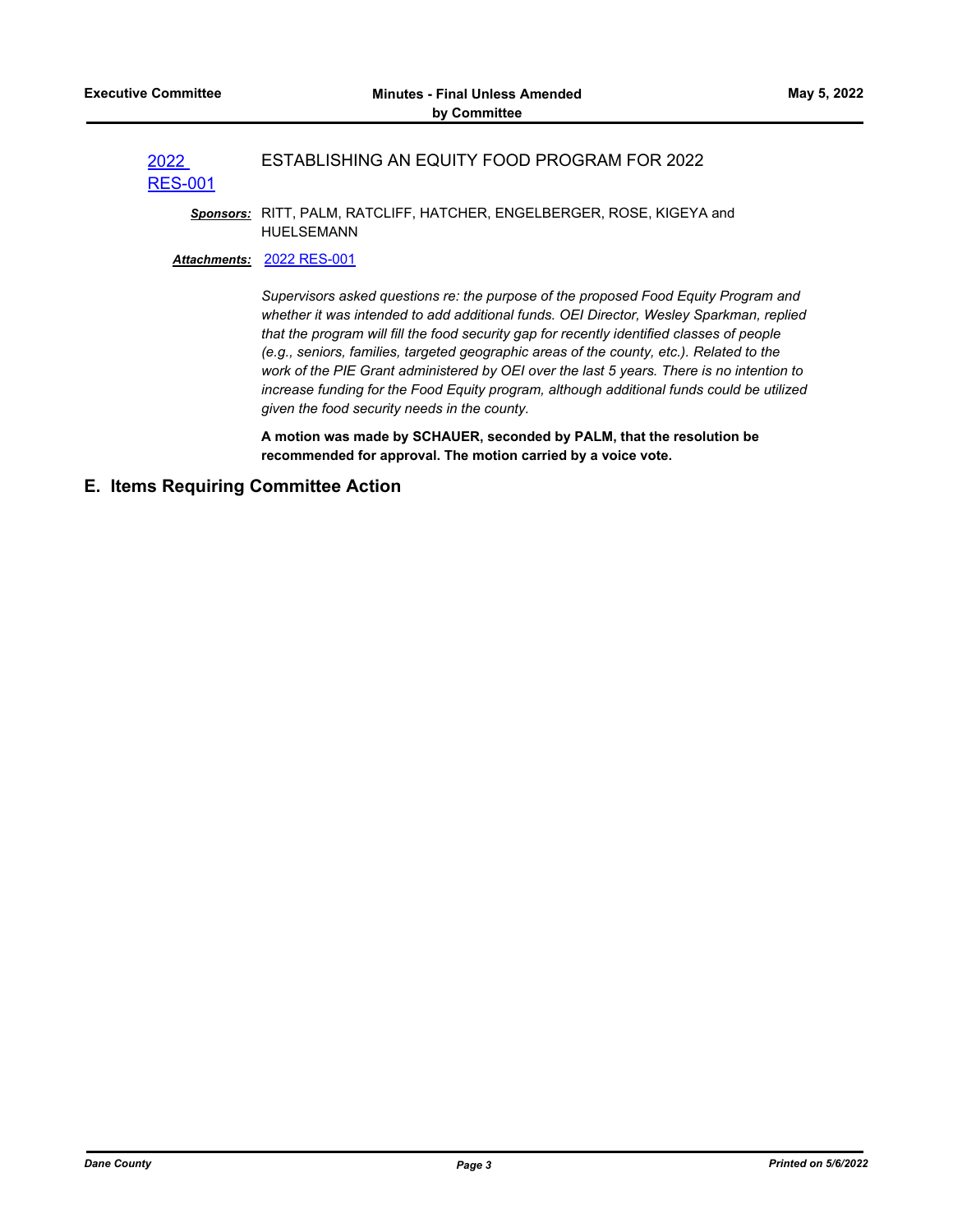2022 RES-001 ESTABLISHING AN EQUITY FOOD PROGRAM FOR 2022

***Sponsors:*** RITT, PALM, RATCLIFF, HATCHER, ENGELBERGER, ROSE, KIGEYA and HUELSEMANN

***Attachments:*** 2022 RES-001

*Supervisors asked questions re: the purpose of the proposed Food Equity Program and whether it was intended to add additional funds. OEI Director, Wesley Sparkman, replied that the program will fill the food security gap for recently identified classes of people (e.g., seniors, families, targeted geographic areas of the county, etc.). Related to the work of the PIE Grant administered by OEI over the last 5 years. There is no intention to increase funding for the Food Equity program, although additional funds could be utilized given the food security needs in the county.*

**A motion was made by SCHAUER, seconded by PALM, that the resolution be recommended for approval. The motion carried by a voice vote.**

## E. Items Requiring Committee Action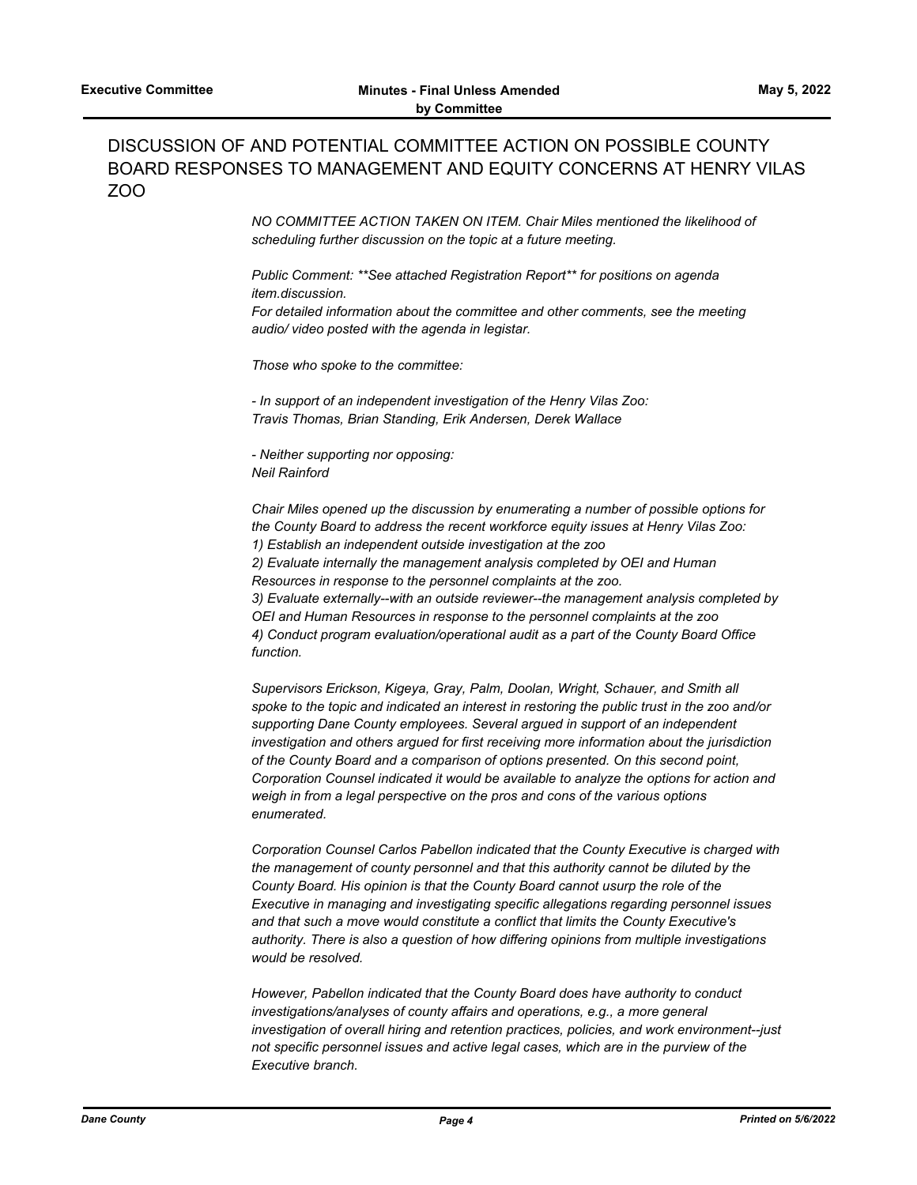## DISCUSSION OF AND POTENTIAL COMMITTEE ACTION ON POSSIBLE COUNTY BOARD RESPONSES TO MANAGEMENT AND EQUITY CONCERNS AT HENRY VILAS ZOO

*NO COMMITTEE ACTION TAKEN ON ITEM. Chair Miles mentioned the likelihood of scheduling further discussion on the topic at a future meeting.*

*Public Comment: **See attached Registration Report** for positions on agenda item.discussion.*
*For detailed information about the committee and other comments, see the meeting audio/ video posted with the agenda in legistar.*

*Those who spoke to the committee:*

*- In support of an independent investigation of the Henry Vilas Zoo:*
*Travis Thomas, Brian Standing, Erik Andersen, Derek Wallace*

*- Neither supporting nor opposing:*
*Neil Rainford*

*Chair Miles opened up the discussion by enumerating a number of possible options for the County Board to address the recent workforce equity issues at Henry Vilas Zoo:*
*1) Establish an independent outside investigation at the zoo*
*2) Evaluate internally the management analysis completed by OEI and Human Resources in response to the personnel complaints at the zoo.*
*3) Evaluate externally--with an outside reviewer--the management analysis completed by OEI and Human Resources in response to the personnel complaints at the zoo*
*4) Conduct program evaluation/operational audit as a part of the County Board Office function.*

*Supervisors Erickson, Kigeya, Gray, Palm, Doolan, Wright, Schauer, and Smith all spoke to the topic and indicated an interest in restoring the public trust in the zoo and/or supporting Dane County employees. Several argued in support of an independent investigation and others argued for first receiving more information about the jurisdiction of the County Board and a comparison of options presented. On this second point, Corporation Counsel indicated it would be available to analyze the options for action and weigh in from a legal perspective on the pros and cons of the various options enumerated.*

*Corporation Counsel Carlos Pabellon indicated that the County Executive is charged with the management of county personnel and that this authority cannot be diluted by the County Board. His opinion is that the County Board cannot usurp the role of the Executive in managing and investigating specific allegations regarding personnel issues and that such a move would constitute a conflict that limits the County Executive's authority. There is also a question of how differing opinions from multiple investigations would be resolved.*

*However, Pabellon indicated that the County Board does have authority to conduct investigations/analyses of county affairs and operations, e.g., a more general investigation of overall hiring and retention practices, policies, and work environment--just not specific personnel issues and active legal cases, which are in the purview of the Executive branch.*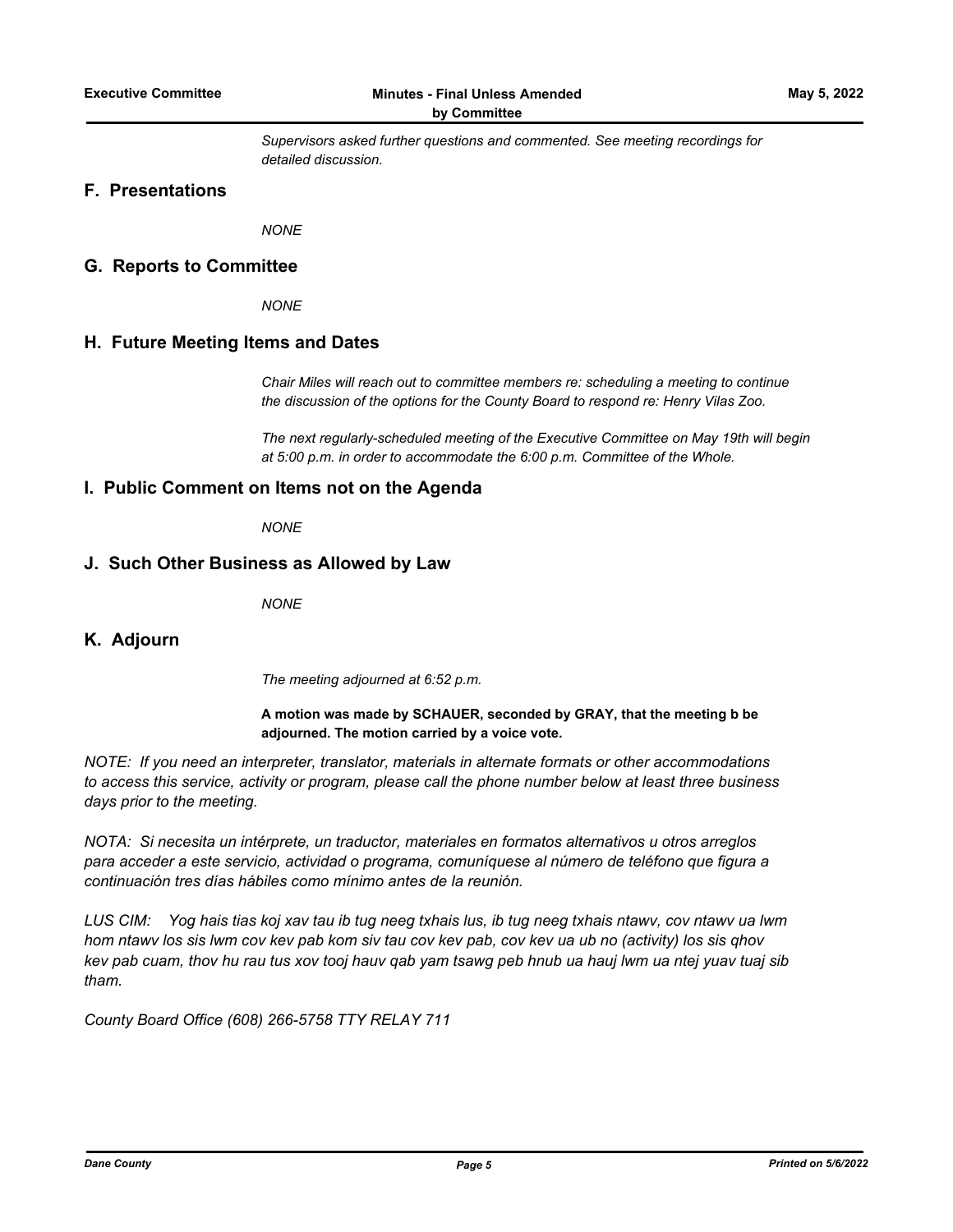*Supervisors asked further questions and commented. See meeting recordings for detailed discussion.*

## F. Presentations

*NONE*

## G. Reports to Committee

*NONE*

## H. Future Meeting Items and Dates

*Chair Miles will reach out to committee members re: scheduling a meeting to continue the discussion of the options for the County Board to respond re: Henry Vilas Zoo.*

*The next regularly-scheduled meeting of the Executive Committee on May 19th will begin at 5:00 p.m. in order to accommodate the 6:00 p.m. Committee of the Whole.*

## I. Public Comment on Items not on the Agenda

*NONE*

## J. Such Other Business as Allowed by Law

*NONE*

## K. Adjourn

*The meeting adjourned at 6:52 p.m.*

**A motion was made by SCHAUER, seconded by GRAY, that the meeting b be adjourned. The motion carried by a voice vote.**

*NOTE: If you need an interpreter, translator, materials in alternate formats or other accommodations to access this service, activity or program, please call the phone number below at least three business days prior to the meeting.*

*NOTA: Si necesita un intérprete, un traductor, materiales en formatos alternativos u otros arreglos para acceder a este servicio, actividad o programa, comuníquese al número de teléfono que figura a continuación tres días hábiles como mínimo antes de la reunión.*

*LUS CIM: Yog hais tias koj xav tau ib tug neeg txhais lus, ib tug neeg txhais ntawv, cov ntawv ua lwm hom ntawv los sis lwm cov kev pab kom siv tau cov kev pab, cov kev ua ub no (activity) los sis qhov kev pab cuam, thov hu rau tus xov tooj hauv qab yam tsawg peb hnub ua hauj lwm ua ntej yuav tuaj sib tham.*

*County Board Office (608) 266-5758 TTY RELAY 711*